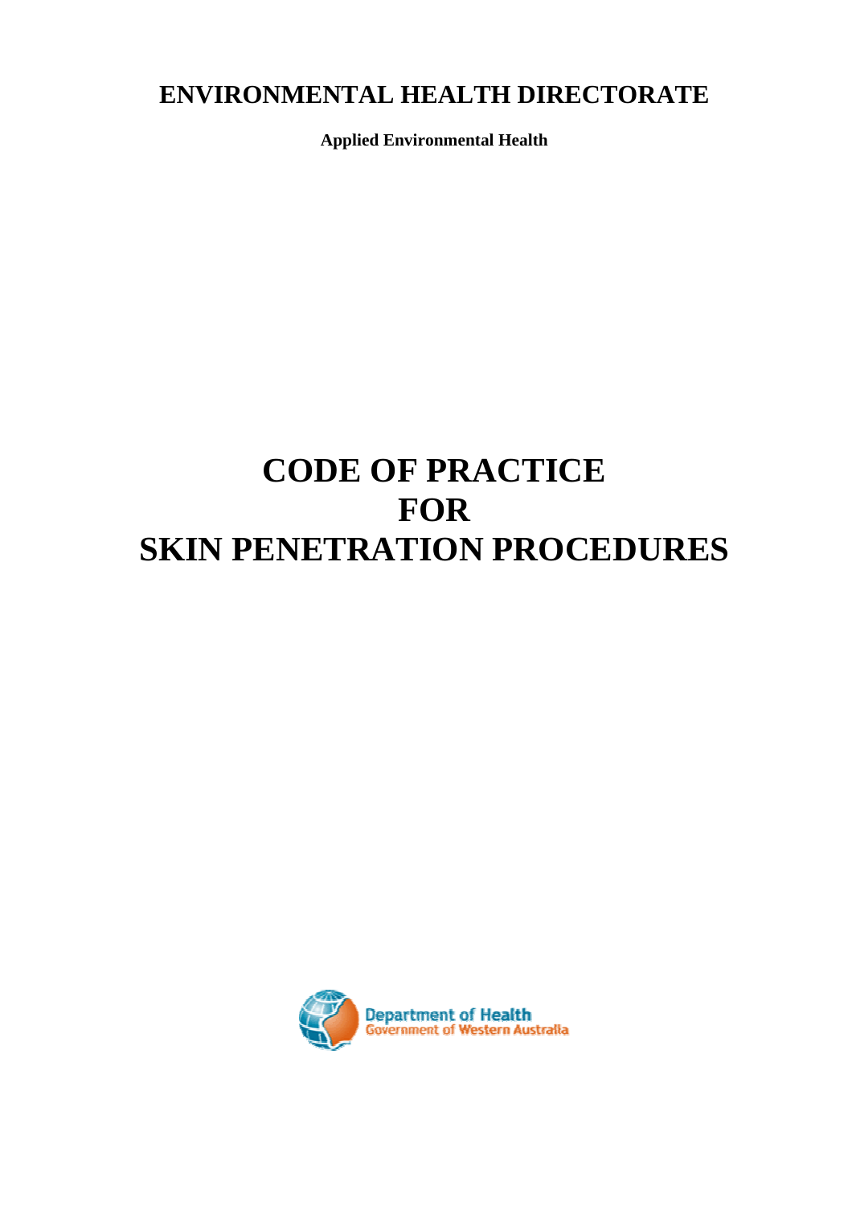# ENVIRONMENTAL HEALTH DIRECTORATE

**Applied Environmental Health**

# CODE OF PRACTICE FOR SKIN PENETRATION PROCEDURES

Department of Health
Government of Western Australia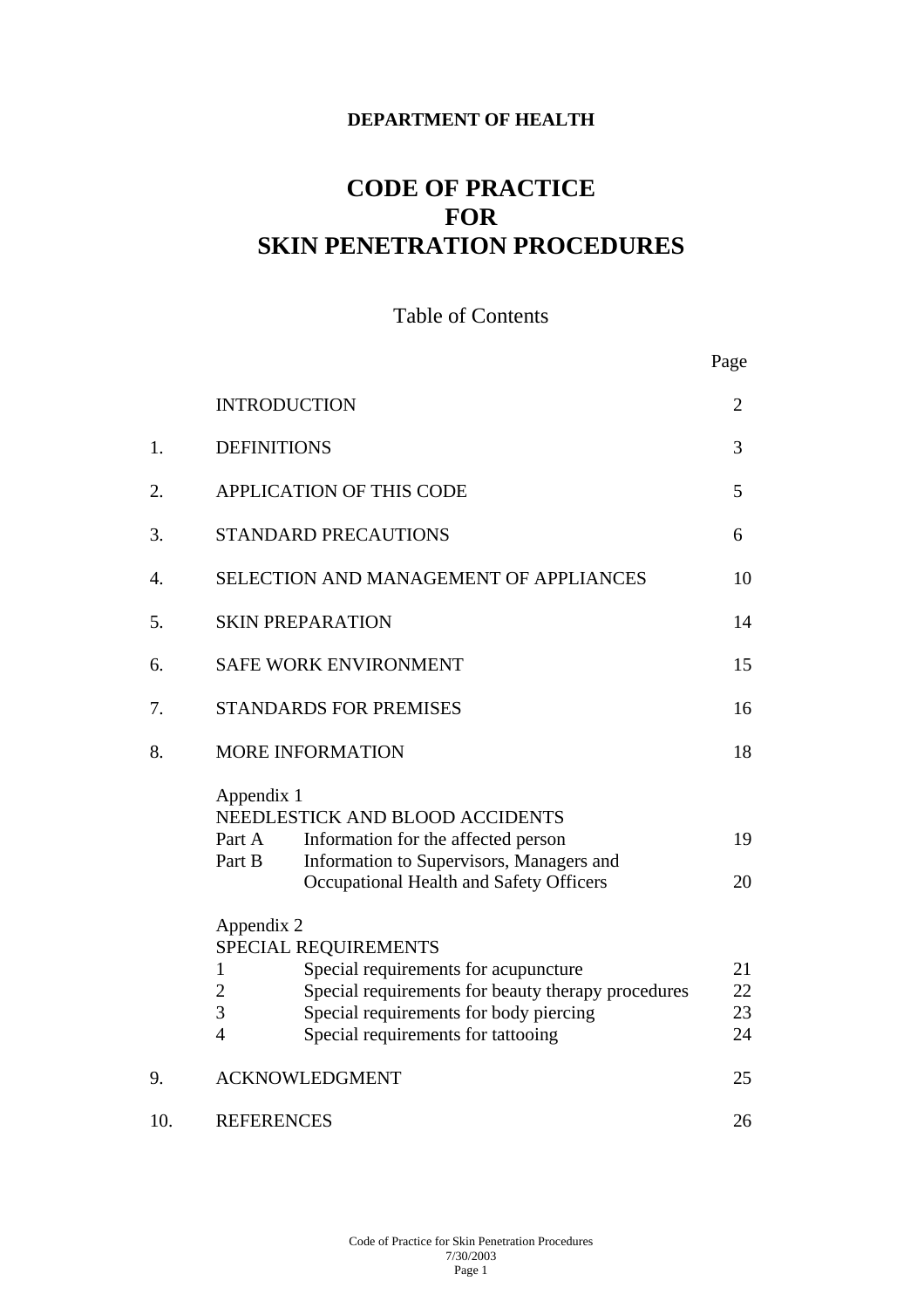**DEPARTMENT OF HEALTH**

# CODE OF PRACTICE FOR SKIN PENETRATION PROCEDURES

## Table of Contents

| | | Page |
|---|---|---|
| | INTRODUCTION | 2 |
| 1. | DEFINITIONS | 3 |
| 2. | APPLICATION OF THIS CODE | 5 |
| 3. | STANDARD PRECAUTIONS | 6 |
| 4. | SELECTION AND MANAGEMENT OF APPLIANCES | 10 |
| 5. | SKIN PREPARATION | 14 |
| 6. | SAFE WORK ENVIRONMENT | 15 |
| 7. | STANDARDS FOR PREMISES | 16 |
| 8. | MORE INFORMATION | 18 |
| | Appendix 1<br>NEEDLESTICK AND BLOOD ACCIDENTS | |
| | Part A Information for the affected person | 19 |
| | Part B Information to Supervisors, Managers and Occupational Health and Safety Officers | 20 |
| | Appendix 2<br>SPECIAL REQUIREMENTS | |
| | 1 Special requirements for acupuncture | 21 |
| | 2 Special requirements for beauty therapy procedures | 22 |
| | 3 Special requirements for body piercing | 23 |
| | 4 Special requirements for tattooing | 24 |
| 9. | ACKNOWLEDGMENT | 25 |
| 10. | REFERENCES | 26 |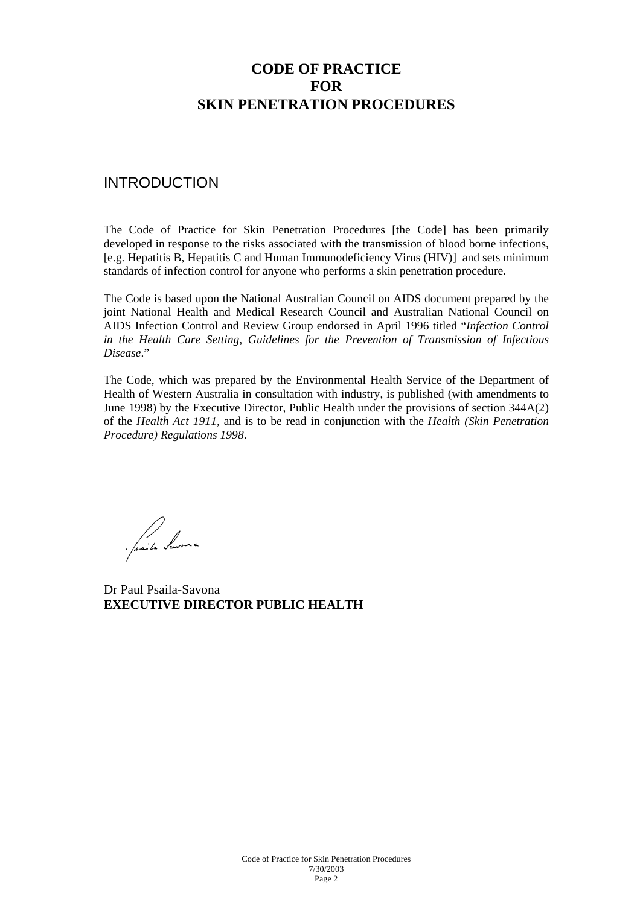# CODE OF PRACTICE
# FOR
# SKIN PENETRATION PROCEDURES

## INTRODUCTION

The Code of Practice for Skin Penetration Procedures [the Code] has been primarily developed in response to the risks associated with the transmission of blood borne infections, [e.g. Hepatitis B, Hepatitis C and Human Immunodeficiency Virus (HIV)] and sets minimum standards of infection control for anyone who performs a skin penetration procedure.

The Code is based upon the National Australian Council on AIDS document prepared by the joint National Health and Medical Research Council and Australian National Council on AIDS Infection Control and Review Group endorsed in April 1996 titled "*Infection Control in the Health Care Setting, Guidelines for the Prevention of Transmission of Infectious Disease*."

The Code, which was prepared by the Environmental Health Service of the Department of Health of Western Australia in consultation with industry, is published (with amendments to June 1998) by the Executive Director, Public Health under the provisions of section 344A(2) of the *Health Act 1911*, and is to be read in conjunction with the *Health (Skin Penetration Procedure) Regulations 1998*.

Dr Paul Psaila-Savona
**EXECUTIVE DIRECTOR PUBLIC HEALTH**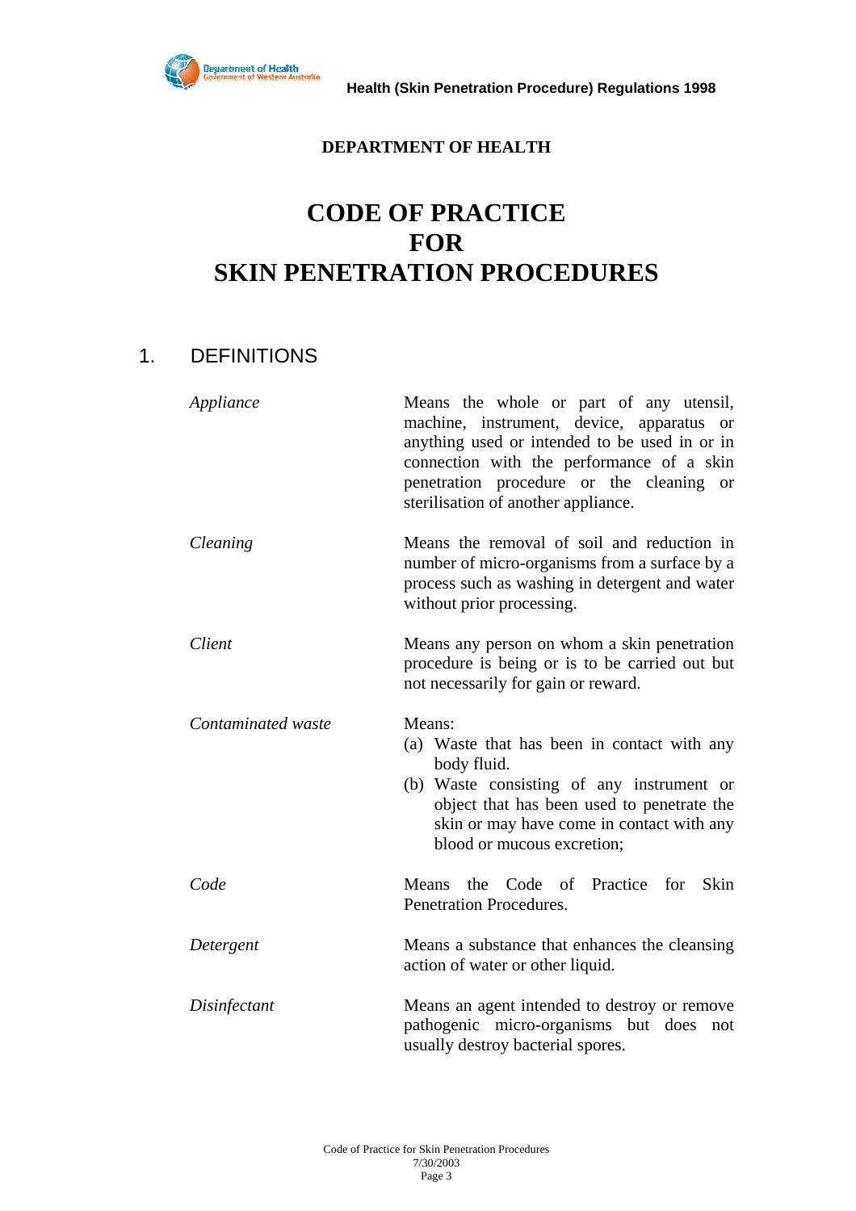**DEPARTMENT OF HEALTH**

# CODE OF PRACTICE FOR SKIN PENETRATION PROCEDURES

## 1. DEFINITIONS

*Appliance* — Means the whole or part of any utensil, machine, instrument, device, apparatus or anything used or intended to be used in or in connection with the performance of a skin penetration procedure or the cleaning or sterilisation of another appliance.

*Cleaning* — Means the removal of soil and reduction in number of micro-organisms from a surface by a process such as washing in detergent and water without prior processing.

*Client* — Means any person on whom a skin penetration procedure is being or is to be carried out but not necessarily for gain or reward.

*Contaminated waste* — Means:

(a) Waste that has been in contact with any body fluid.

(b) Waste consisting of any instrument or object that has been used to penetrate the skin or may have come in contact with any blood or mucous excretion;

*Code* — Means the Code of Practice for Skin Penetration Procedures.

*Detergent* — Means a substance that enhances the cleansing action of water or other liquid.

*Disinfectant* — Means an agent intended to destroy or remove pathogenic micro-organisms but does not usually destroy bacterial spores.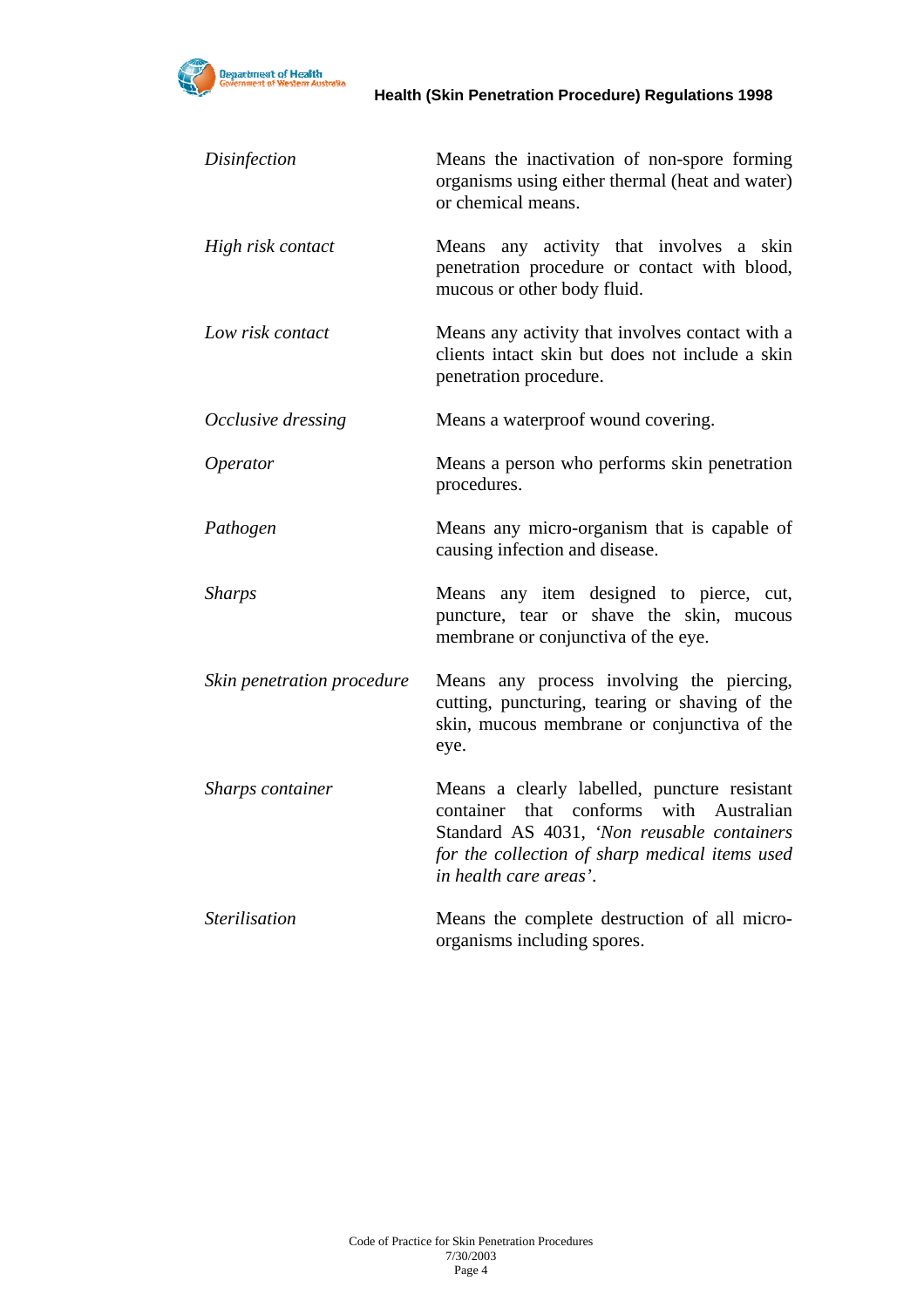| | |
|---|---|
| *Disinfection* | Means the inactivation of non-spore forming organisms using either thermal (heat and water) or chemical means. |
| *High risk contact* | Means any activity that involves a skin penetration procedure or contact with blood, mucous or other body fluid. |
| *Low risk contact* | Means any activity that involves contact with a clients intact skin but does not include a skin penetration procedure. |
| *Occlusive dressing* | Means a waterproof wound covering. |
| *Operator* | Means a person who performs skin penetration procedures. |
| *Pathogen* | Means any micro-organism that is capable of causing infection and disease. |
| *Sharps* | Means any item designed to pierce, cut, puncture, tear or shave the skin, mucous membrane or conjunctiva of the eye. |
| *Skin penetration procedure* | Means any process involving the piercing, cutting, puncturing, tearing or shaving of the skin, mucous membrane or conjunctiva of the eye. |
| *Sharps container* | Means a clearly labelled, puncture resistant container that conforms with Australian Standard AS 4031, *'Non reusable containers for the collection of sharp medical items used in health care areas'*. |
| *Sterilisation* | Means the complete destruction of all micro-organisms including spores. |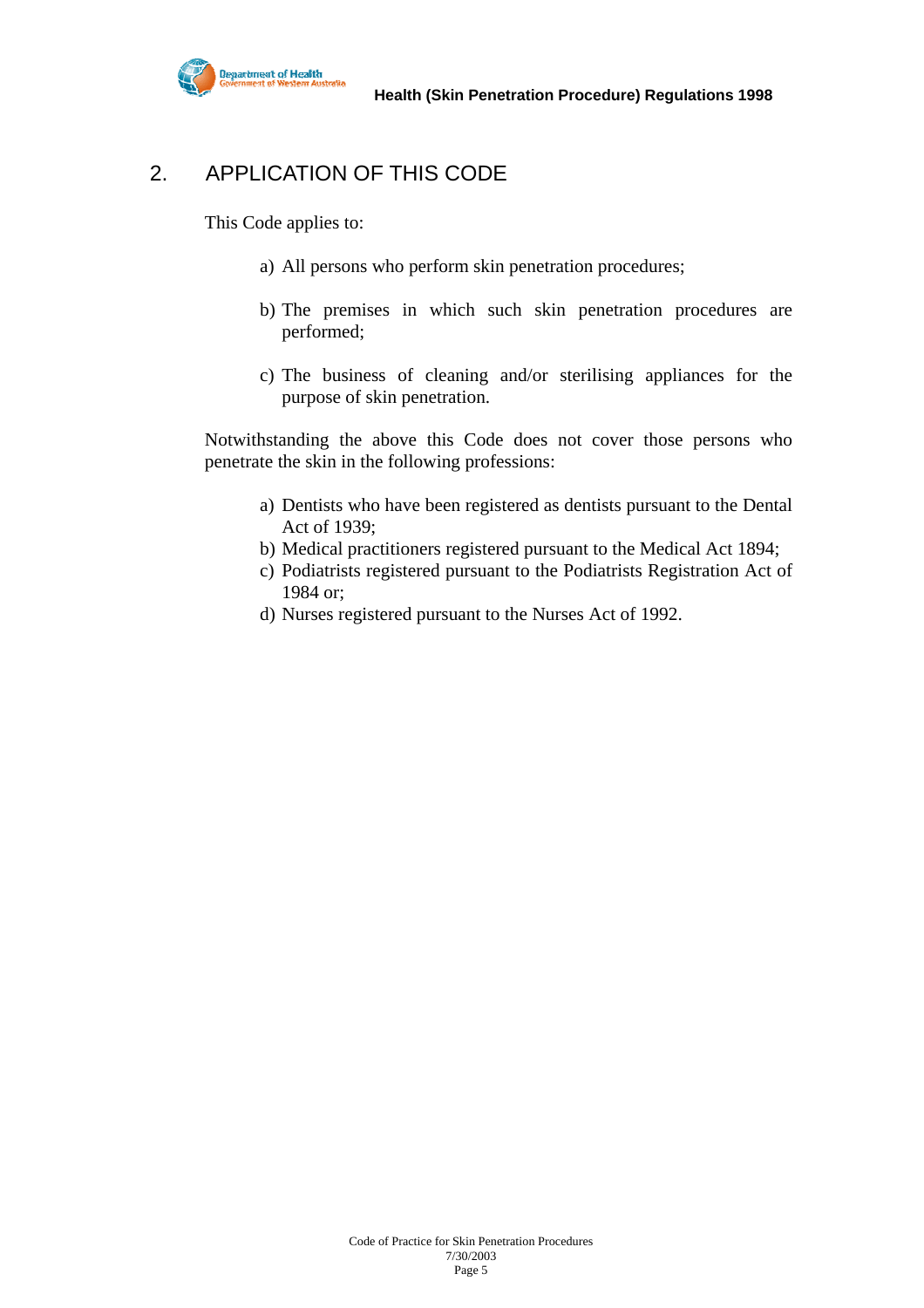## 2. APPLICATION OF THIS CODE

This Code applies to:

a) All persons who perform skin penetration procedures;

b) The premises in which such skin penetration procedures are performed;

c) The business of cleaning and/or sterilising appliances for the purpose of skin penetration.

Notwithstanding the above this Code does not cover those persons who penetrate the skin in the following professions:

a) Dentists who have been registered as dentists pursuant to the Dental Act of 1939;
b) Medical practitioners registered pursuant to the Medical Act 1894;
c) Podiatrists registered pursuant to the Podiatrists Registration Act of 1984 or;
d) Nurses registered pursuant to the Nurses Act of 1992.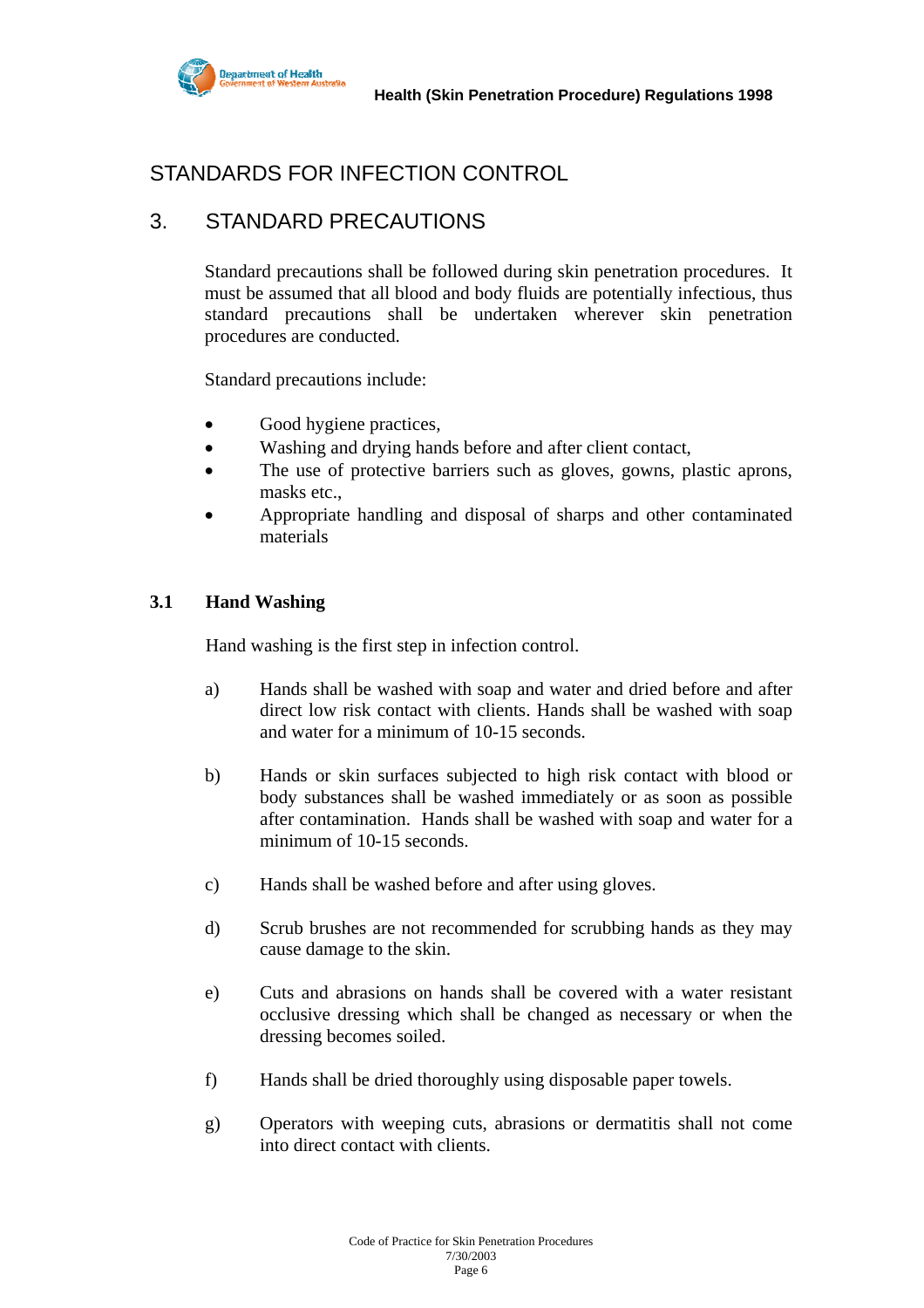## STANDARDS FOR INFECTION CONTROL

## 3. STANDARD PRECAUTIONS

Standard precautions shall be followed during skin penetration procedures. It must be assumed that all blood and body fluids are potentially infectious, thus standard precautions shall be undertaken wherever skin penetration procedures are conducted.

Standard precautions include:

- Good hygiene practices,
- Washing and drying hands before and after client contact,
- The use of protective barriers such as gloves, gowns, plastic aprons, masks etc.,
- Appropriate handling and disposal of sharps and other contaminated materials

### 3.1 Hand Washing

Hand washing is the first step in infection control.

a) Hands shall be washed with soap and water and dried before and after direct low risk contact with clients. Hands shall be washed with soap and water for a minimum of 10-15 seconds.

b) Hands or skin surfaces subjected to high risk contact with blood or body substances shall be washed immediately or as soon as possible after contamination. Hands shall be washed with soap and water for a minimum of 10-15 seconds.

c) Hands shall be washed before and after using gloves.

d) Scrub brushes are not recommended for scrubbing hands as they may cause damage to the skin.

e) Cuts and abrasions on hands shall be covered with a water resistant occlusive dressing which shall be changed as necessary or when the dressing becomes soiled.

f) Hands shall be dried thoroughly using disposable paper towels.

g) Operators with weeping cuts, abrasions or dermatitis shall not come into direct contact with clients.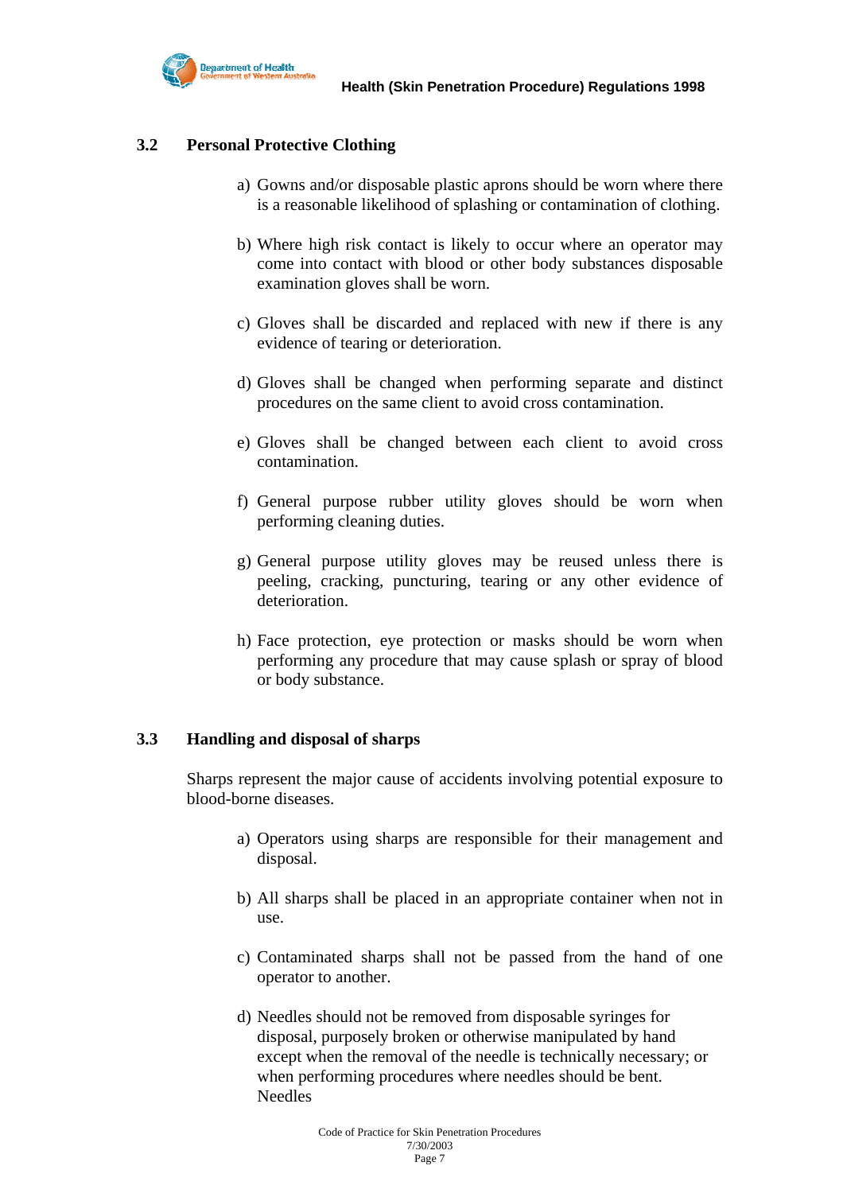## 3.2 Personal Protective Clothing

a) Gowns and/or disposable plastic aprons should be worn where there is a reasonable likelihood of splashing or contamination of clothing.

b) Where high risk contact is likely to occur where an operator may come into contact with blood or other body substances disposable examination gloves shall be worn.

c) Gloves shall be discarded and replaced with new if there is any evidence of tearing or deterioration.

d) Gloves shall be changed when performing separate and distinct procedures on the same client to avoid cross contamination.

e) Gloves shall be changed between each client to avoid cross contamination.

f) General purpose rubber utility gloves should be worn when performing cleaning duties.

g) General purpose utility gloves may be reused unless there is peeling, cracking, puncturing, tearing or any other evidence of deterioration.

h) Face protection, eye protection or masks should be worn when performing any procedure that may cause splash or spray of blood or body substance.

## 3.3 Handling and disposal of sharps

Sharps represent the major cause of accidents involving potential exposure to blood-borne diseases.

a) Operators using sharps are responsible for their management and disposal.

b) All sharps shall be placed in an appropriate container when not in use.

c) Contaminated sharps shall not be passed from the hand of one operator to another.

d) Needles should not be removed from disposable syringes for disposal, purposely broken or otherwise manipulated by hand except when the removal of the needle is technically necessary; or when performing procedures where needles should be bent. Needles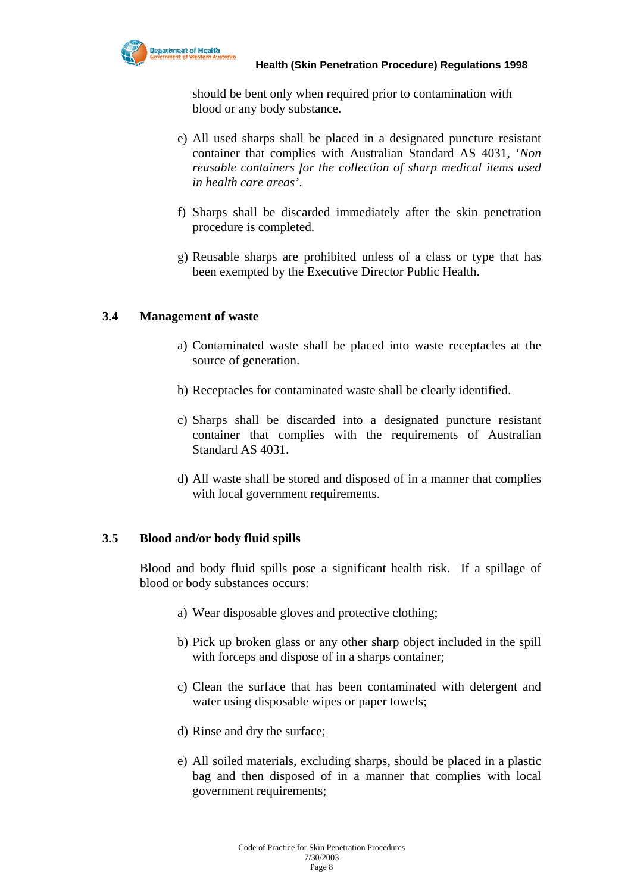should be bent only when required prior to contamination with blood or any body substance.

e) All used sharps shall be placed in a designated puncture resistant container that complies with Australian Standard AS 4031, '*Non reusable containers for the collection of sharp medical items used in health care areas*'.

f) Sharps shall be discarded immediately after the skin penetration procedure is completed.

g) Reusable sharps are prohibited unless of a class or type that has been exempted by the Executive Director Public Health.

### 3.4 Management of waste

a) Contaminated waste shall be placed into waste receptacles at the source of generation.

b) Receptacles for contaminated waste shall be clearly identified.

c) Sharps shall be discarded into a designated puncture resistant container that complies with the requirements of Australian Standard AS 4031.

d) All waste shall be stored and disposed of in a manner that complies with local government requirements.

### 3.5 Blood and/or body fluid spills

Blood and body fluid spills pose a significant health risk. If a spillage of blood or body substances occurs:

a) Wear disposable gloves and protective clothing;

b) Pick up broken glass or any other sharp object included in the spill with forceps and dispose of in a sharps container;

c) Clean the surface that has been contaminated with detergent and water using disposable wipes or paper towels;

d) Rinse and dry the surface;

e) All soiled materials, excluding sharps, should be placed in a plastic bag and then disposed of in a manner that complies with local government requirements;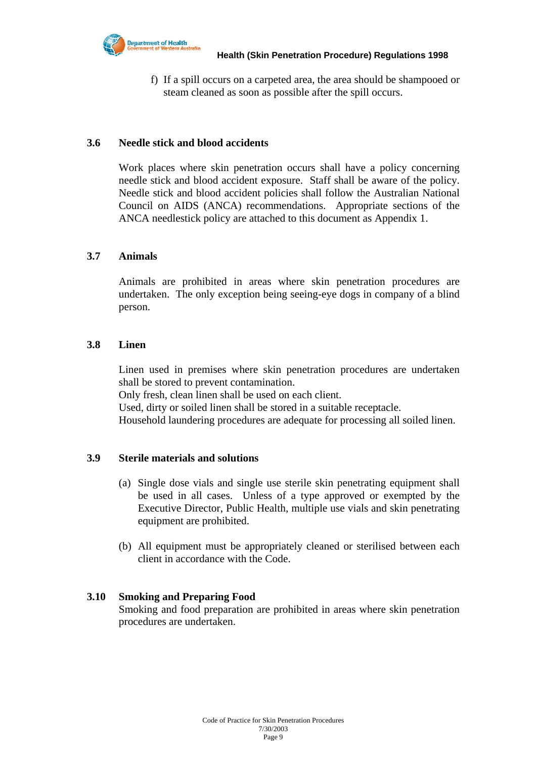f) If a spill occurs on a carpeted area, the area should be shampooed or steam cleaned as soon as possible after the spill occurs.

### 3.6 Needle stick and blood accidents

Work places where skin penetration occurs shall have a policy concerning needle stick and blood accident exposure. Staff shall be aware of the policy. Needle stick and blood accident policies shall follow the Australian National Council on AIDS (ANCA) recommendations. Appropriate sections of the ANCA needlestick policy are attached to this document as Appendix 1.

### 3.7 Animals

Animals are prohibited in areas where skin penetration procedures are undertaken. The only exception being seeing-eye dogs in company of a blind person.

### 3.8 Linen

Linen used in premises where skin penetration procedures are undertaken shall be stored to prevent contamination.
Only fresh, clean linen shall be used on each client.
Used, dirty or soiled linen shall be stored in a suitable receptacle.
Household laundering procedures are adequate for processing all soiled linen.

### 3.9 Sterile materials and solutions

(a) Single dose vials and single use sterile skin penetrating equipment shall be used in all cases. Unless of a type approved or exempted by the Executive Director, Public Health, multiple use vials and skin penetrating equipment are prohibited.

(b) All equipment must be appropriately cleaned or sterilised between each client in accordance with the Code.

### 3.10 Smoking and Preparing Food

Smoking and food preparation are prohibited in areas where skin penetration procedures are undertaken.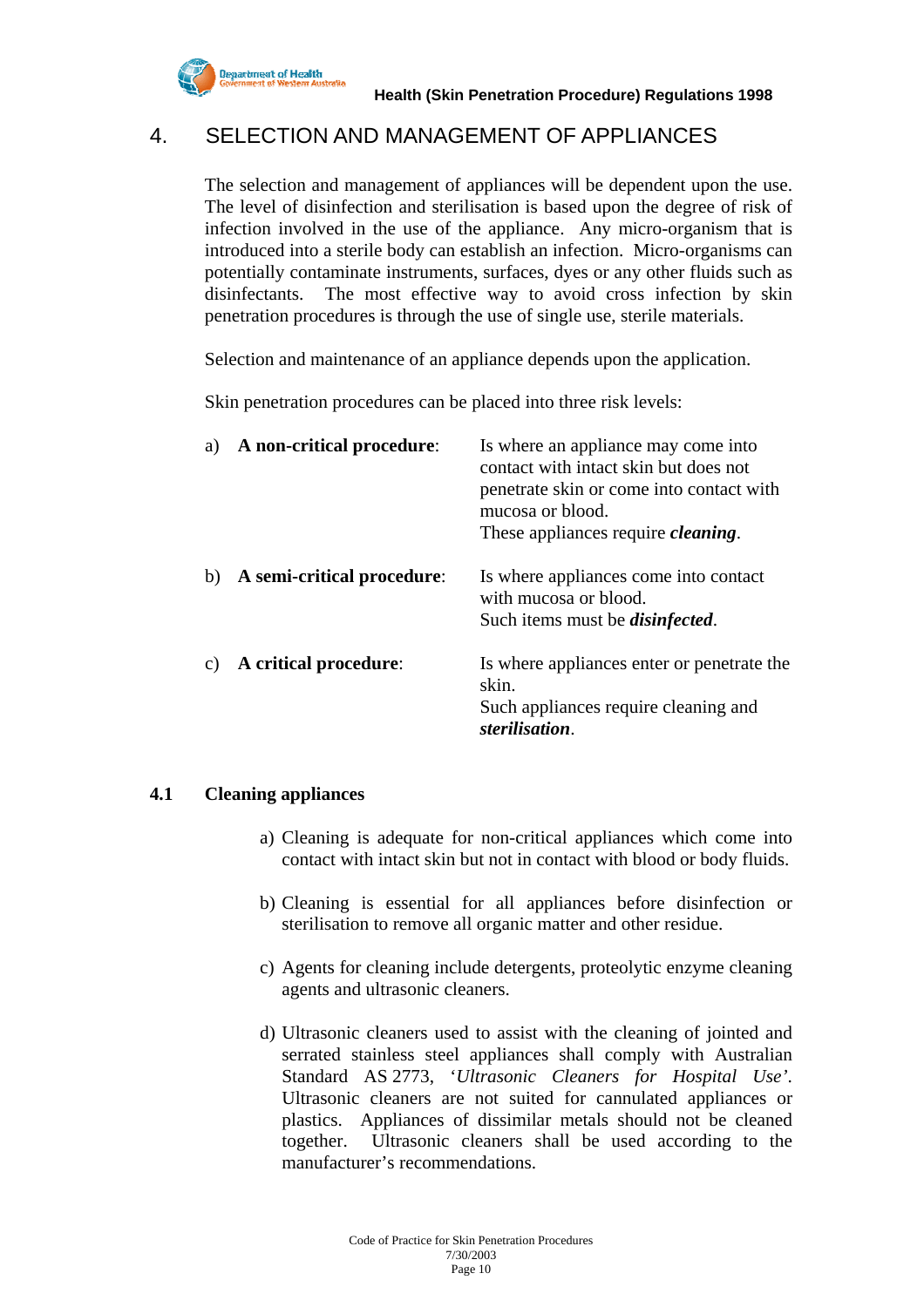## 4. SELECTION AND MANAGEMENT OF APPLIANCES

The selection and management of appliances will be dependent upon the use. The level of disinfection and sterilisation is based upon the degree of risk of infection involved in the use of the appliance. Any micro-organism that is introduced into a sterile body can establish an infection. Micro-organisms can potentially contaminate instruments, surfaces, dyes or any other fluids such as disinfectants. The most effective way to avoid cross infection by skin penetration procedures is through the use of single use, sterile materials.

Selection and maintenance of an appliance depends upon the application.

Skin penetration procedures can be placed into three risk levels:

a) **A non-critical procedure**: Is where an appliance may come into contact with intact skin but does not penetrate skin or come into contact with mucosa or blood.
These appliances require ***cleaning***.

b) **A semi-critical procedure**: Is where appliances come into contact with mucosa or blood.
Such items must be ***disinfected***.

c) **A critical procedure**: Is where appliances enter or penetrate the skin.
Such appliances require cleaning and ***sterilisation***.

### 4.1 Cleaning appliances

a) Cleaning is adequate for non-critical appliances which come into contact with intact skin but not in contact with blood or body fluids.

b) Cleaning is essential for all appliances before disinfection or sterilisation to remove all organic matter and other residue.

c) Agents for cleaning include detergents, proteolytic enzyme cleaning agents and ultrasonic cleaners.

d) Ultrasonic cleaners used to assist with the cleaning of jointed and serrated stainless steel appliances shall comply with Australian Standard AS 2773, '*Ultrasonic Cleaners for Hospital Use*'. Ultrasonic cleaners are not suited for cannulated appliances or plastics. Appliances of dissimilar metals should not be cleaned together. Ultrasonic cleaners shall be used according to the manufacturer's recommendations.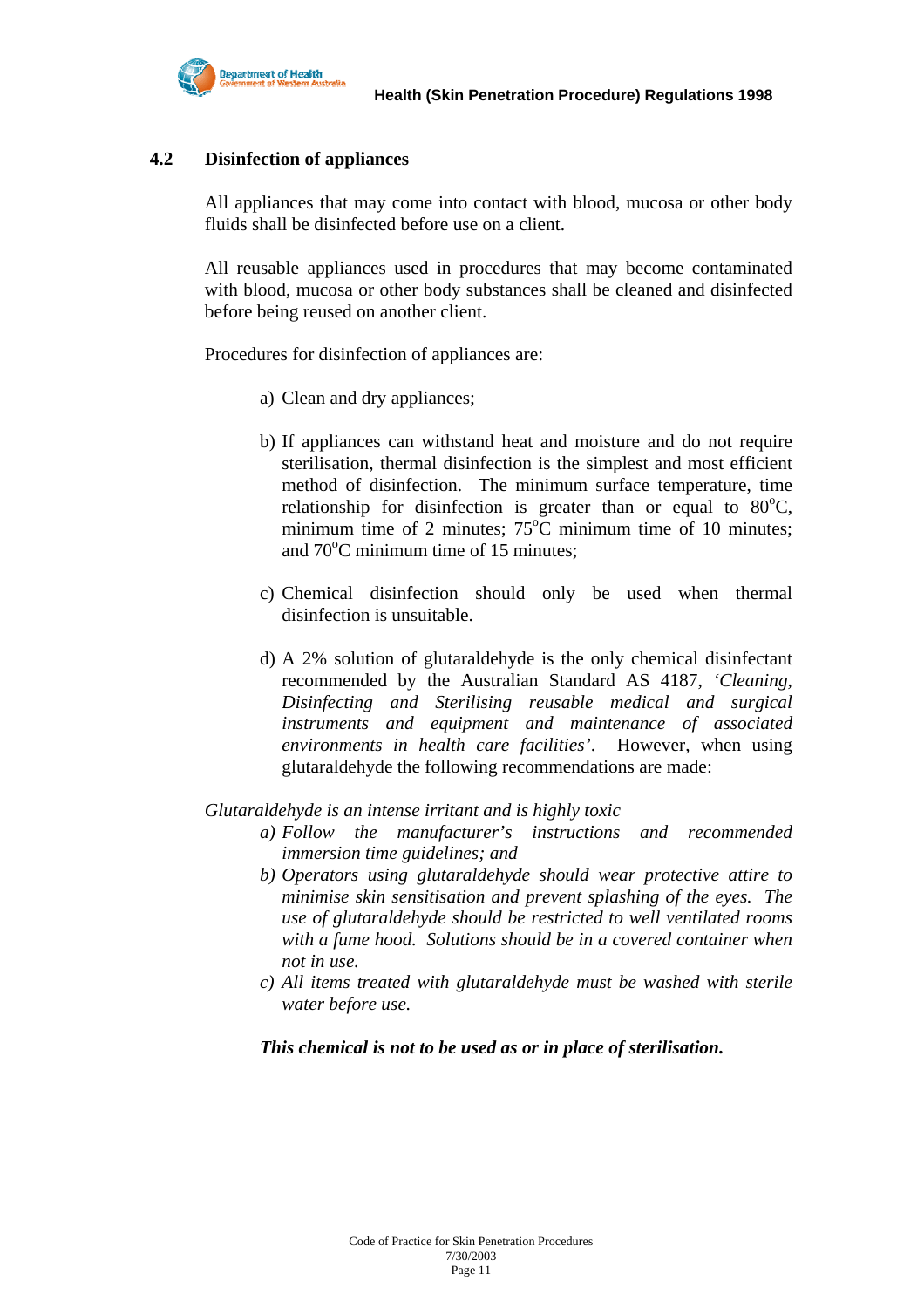## 4.2 Disinfection of appliances

All appliances that may come into contact with blood, mucosa or other body fluids shall be disinfected before use on a client.

All reusable appliances used in procedures that may become contaminated with blood, mucosa or other body substances shall be cleaned and disinfected before being reused on another client.

Procedures for disinfection of appliances are:

a) Clean and dry appliances;

b) If appliances can withstand heat and moisture and do not require sterilisation, thermal disinfection is the simplest and most efficient method of disinfection. The minimum surface temperature, time relationship for disinfection is greater than or equal to 80°C, minimum time of 2 minutes; 75°C minimum time of 10 minutes; and 70°C minimum time of 15 minutes;

c) Chemical disinfection should only be used when thermal disinfection is unsuitable.

d) A 2% solution of glutaraldehyde is the only chemical disinfectant recommended by the Australian Standard AS 4187, *'Cleaning, Disinfecting and Sterilising reusable medical and surgical instruments and equipment and maintenance of associated environments in health care facilities'*. However, when using glutaraldehyde the following recommendations are made:

*Glutaraldehyde is an intense irritant and is highly toxic*

*a) Follow the manufacturer's instructions and recommended immersion time guidelines; and*

*b) Operators using glutaraldehyde should wear protective attire to minimise skin sensitisation and prevent splashing of the eyes. The use of glutaraldehyde should be restricted to well ventilated rooms with a fume hood. Solutions should be in a covered container when not in use.*

*c) All items treated with glutaraldehyde must be washed with sterile water before use.*

***This chemical is not to be used as or in place of sterilisation.***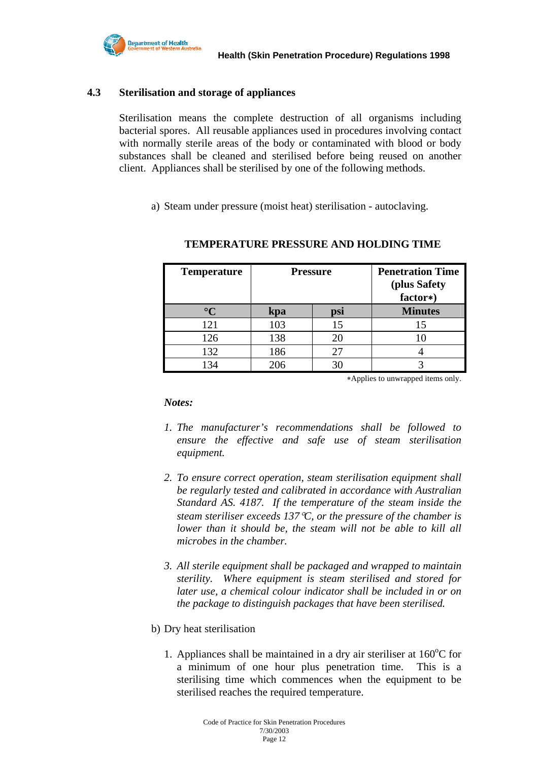### 4.3 Sterilisation and storage of appliances

Sterilisation means the complete destruction of all organisms including bacterial spores. All reusable appliances used in procedures involving contact with normally sterile areas of the body or contaminated with blood or body substances shall be cleaned and sterilised before being reused on another client. Appliances shall be sterilised by one of the following methods.

a) Steam under pressure (moist heat) sterilisation - autoclaving.

**TEMPERATURE PRESSURE AND HOLDING TIME**

| Temperature | Pressure | | Penetration Time (plus Safety factor∗) |
|---|---|---|---|
| °C | kpa | psi | Minutes |
| 121 | 103 | 15 | 15 |
| 126 | 138 | 20 | 10 |
| 132 | 186 | 27 | 4 |
| 134 | 206 | 30 | 3 |

∗Applies to unwrapped items only.

***Notes:***

1. *The manufacturer's recommendations shall be followed to ensure the effective and safe use of steam sterilisation equipment.*

2. *To ensure correct operation, steam sterilisation equipment shall be regularly tested and calibrated in accordance with Australian Standard AS. 4187. If the temperature of the steam inside the steam steriliser exceeds 137°C, or the pressure of the chamber is lower than it should be, the steam will not be able to kill all microbes in the chamber.*

3. *All sterile equipment shall be packaged and wrapped to maintain sterility. Where equipment is steam sterilised and stored for later use, a chemical colour indicator shall be included in or on the package to distinguish packages that have been sterilised.*

b) Dry heat sterilisation

1. Appliances shall be maintained in a dry air steriliser at 160°C for a minimum of one hour plus penetration time. This is a sterilising time which commences when the equipment to be sterilised reaches the required temperature.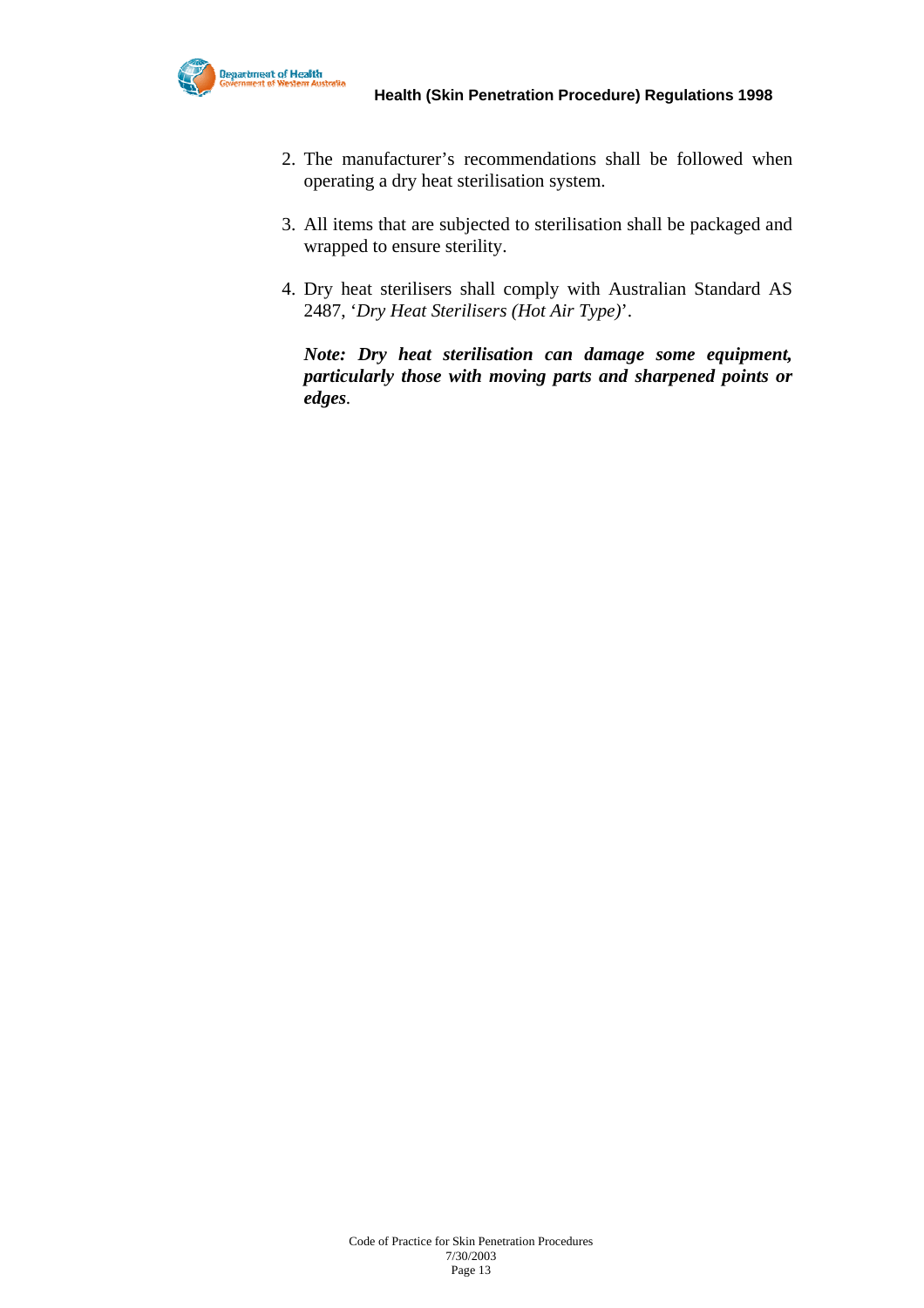2. The manufacturer's recommendations shall be followed when operating a dry heat sterilisation system.

3. All items that are subjected to sterilisation shall be packaged and wrapped to ensure sterility.

4. Dry heat sterilisers shall comply with Australian Standard AS 2487, '*Dry Heat Sterilisers (Hot Air Type)*'.

   ***Note: Dry heat sterilisation can damage some equipment, particularly those with moving parts and sharpened points or edges***.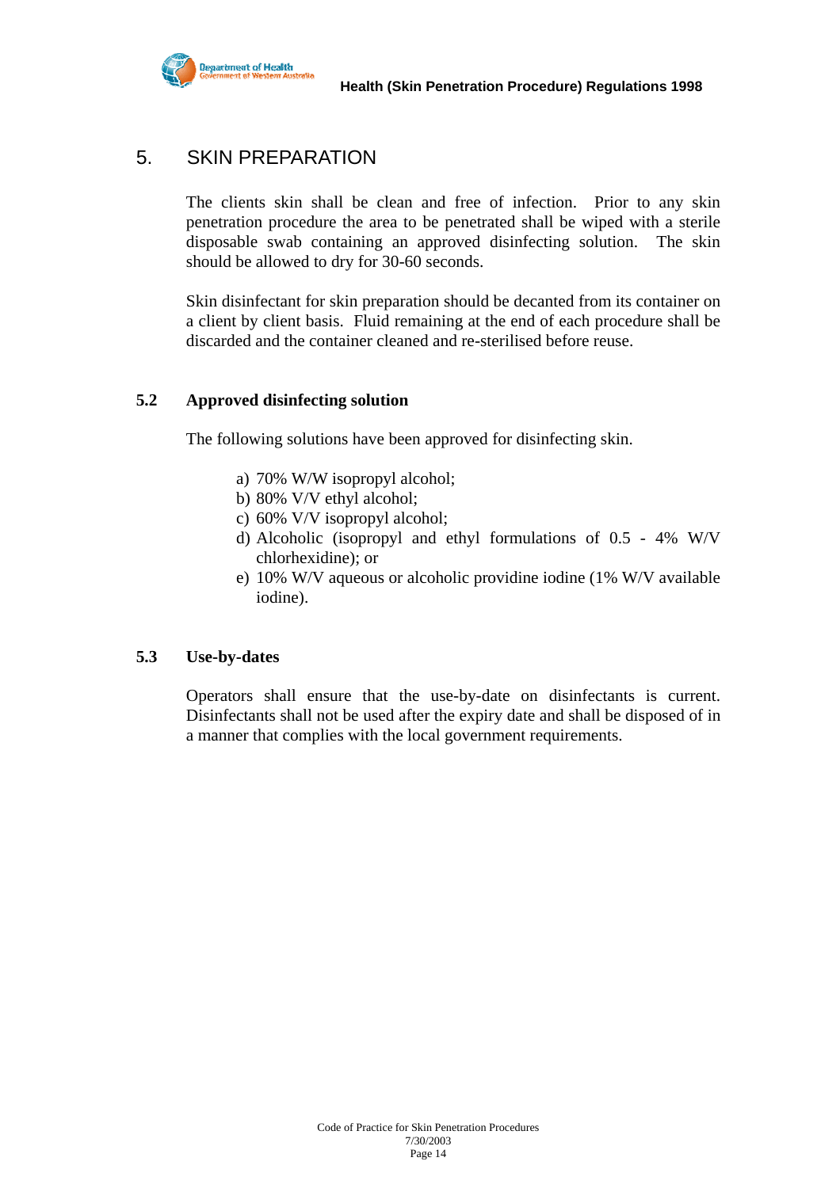## 5. SKIN PREPARATION

The clients skin shall be clean and free of infection. Prior to any skin penetration procedure the area to be penetrated shall be wiped with a sterile disposable swab containing an approved disinfecting solution. The skin should be allowed to dry for 30-60 seconds.

Skin disinfectant for skin preparation should be decanted from its container on a client by client basis. Fluid remaining at the end of each procedure shall be discarded and the container cleaned and re-sterilised before reuse.

### 5.2 Approved disinfecting solution

The following solutions have been approved for disinfecting skin.

a) 70% W/W isopropyl alcohol;
b) 80% V/V ethyl alcohol;
c) 60% V/V isopropyl alcohol;
d) Alcoholic (isopropyl and ethyl formulations of 0.5 - 4% W/V chlorhexidine); or
e) 10% W/V aqueous or alcoholic providine iodine (1% W/V available iodine).

### 5.3 Use-by-dates

Operators shall ensure that the use-by-date on disinfectants is current. Disinfectants shall not be used after the expiry date and shall be disposed of in a manner that complies with the local government requirements.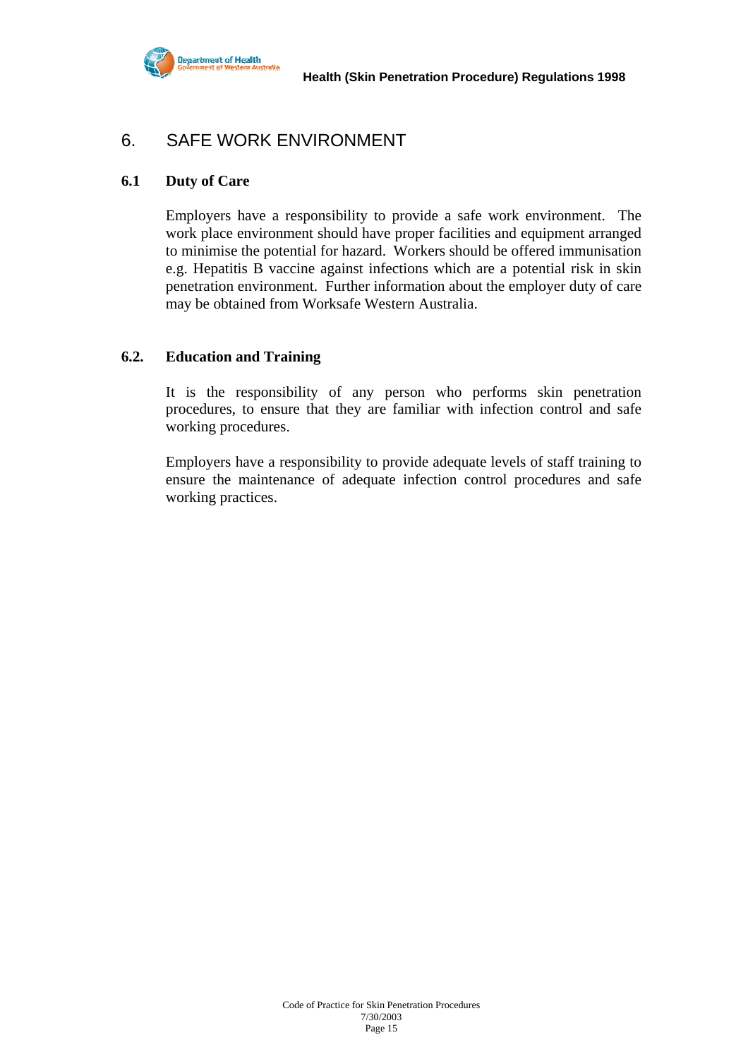# 6. SAFE WORK ENVIRONMENT

## 6.1 Duty of Care

Employers have a responsibility to provide a safe work environment. The work place environment should have proper facilities and equipment arranged to minimise the potential for hazard. Workers should be offered immunisation e.g. Hepatitis B vaccine against infections which are a potential risk in skin penetration environment. Further information about the employer duty of care may be obtained from Worksafe Western Australia.

## 6.2. Education and Training

It is the responsibility of any person who performs skin penetration procedures, to ensure that they are familiar with infection control and safe working procedures.

Employers have a responsibility to provide adequate levels of staff training to ensure the maintenance of adequate infection control procedures and safe working practices.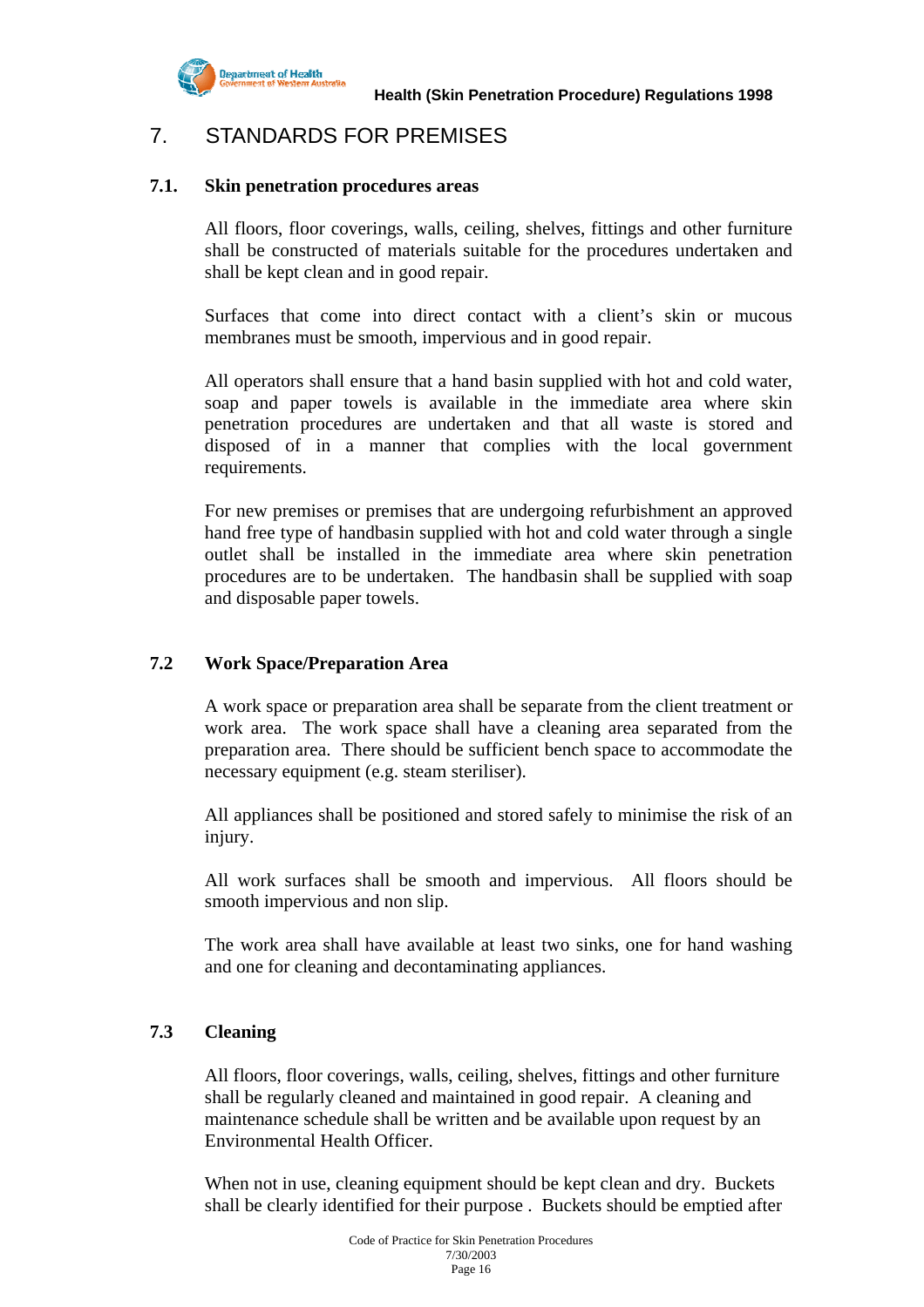# 7. STANDARDS FOR PREMISES

## 7.1. Skin penetration procedures areas

All floors, floor coverings, walls, ceiling, shelves, fittings and other furniture shall be constructed of materials suitable for the procedures undertaken and shall be kept clean and in good repair.

Surfaces that come into direct contact with a client's skin or mucous membranes must be smooth, impervious and in good repair.

All operators shall ensure that a hand basin supplied with hot and cold water, soap and paper towels is available in the immediate area where skin penetration procedures are undertaken and that all waste is stored and disposed of in a manner that complies with the local government requirements.

For new premises or premises that are undergoing refurbishment an approved hand free type of handbasin supplied with hot and cold water through a single outlet shall be installed in the immediate area where skin penetration procedures are to be undertaken. The handbasin shall be supplied with soap and disposable paper towels.

## 7.2 Work Space/Preparation Area

A work space or preparation area shall be separate from the client treatment or work area. The work space shall have a cleaning area separated from the preparation area. There should be sufficient bench space to accommodate the necessary equipment (e.g. steam steriliser).

All appliances shall be positioned and stored safely to minimise the risk of an injury.

All work surfaces shall be smooth and impervious. All floors should be smooth impervious and non slip.

The work area shall have available at least two sinks, one for hand washing and one for cleaning and decontaminating appliances.

## 7.3 Cleaning

All floors, floor coverings, walls, ceiling, shelves, fittings and other furniture shall be regularly cleaned and maintained in good repair. A cleaning and maintenance schedule shall be written and be available upon request by an Environmental Health Officer.

When not in use, cleaning equipment should be kept clean and dry. Buckets shall be clearly identified for their purpose . Buckets should be emptied after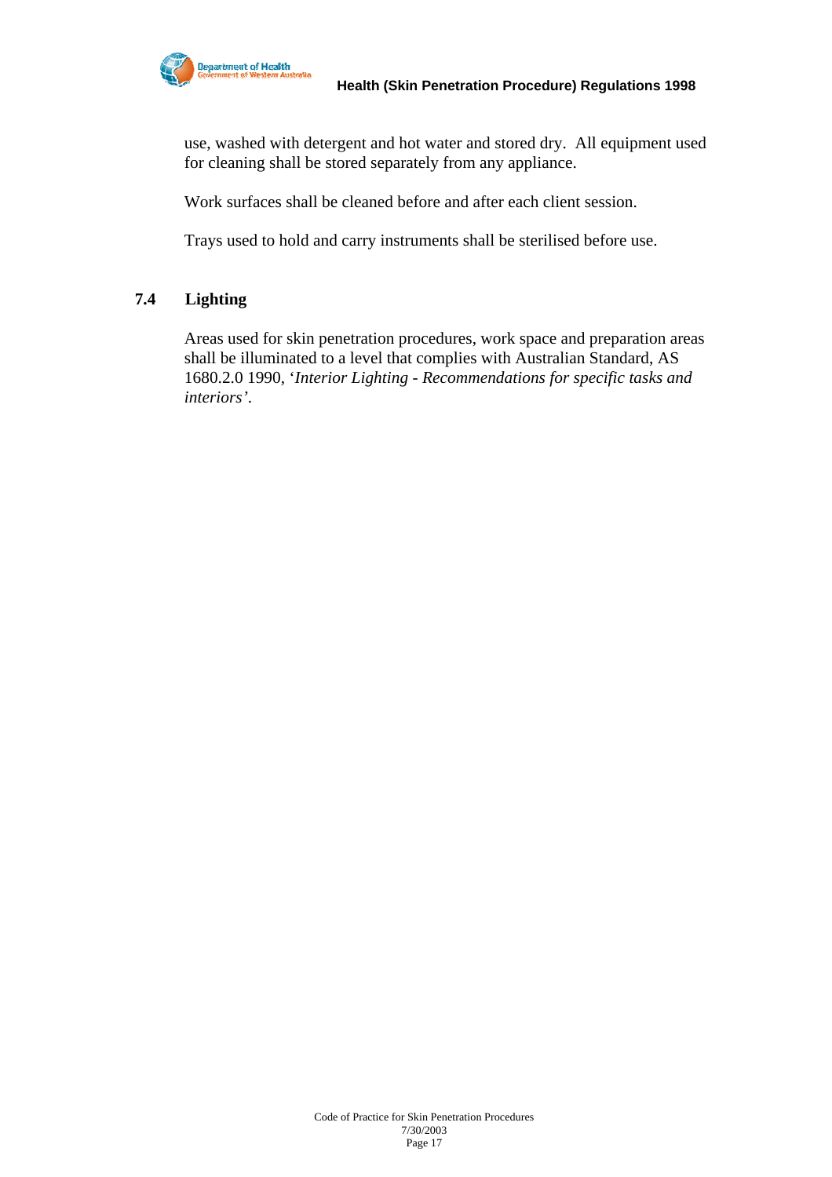use, washed with detergent and hot water and stored dry. All equipment used for cleaning shall be stored separately from any appliance.

Work surfaces shall be cleaned before and after each client session.

Trays used to hold and carry instruments shall be sterilised before use.

## 7.4 Lighting

Areas used for skin penetration procedures, work space and preparation areas shall be illuminated to a level that complies with Australian Standard, AS 1680.2.0 1990, '*Interior Lighting - Recommendations for specific tasks and interiors*'.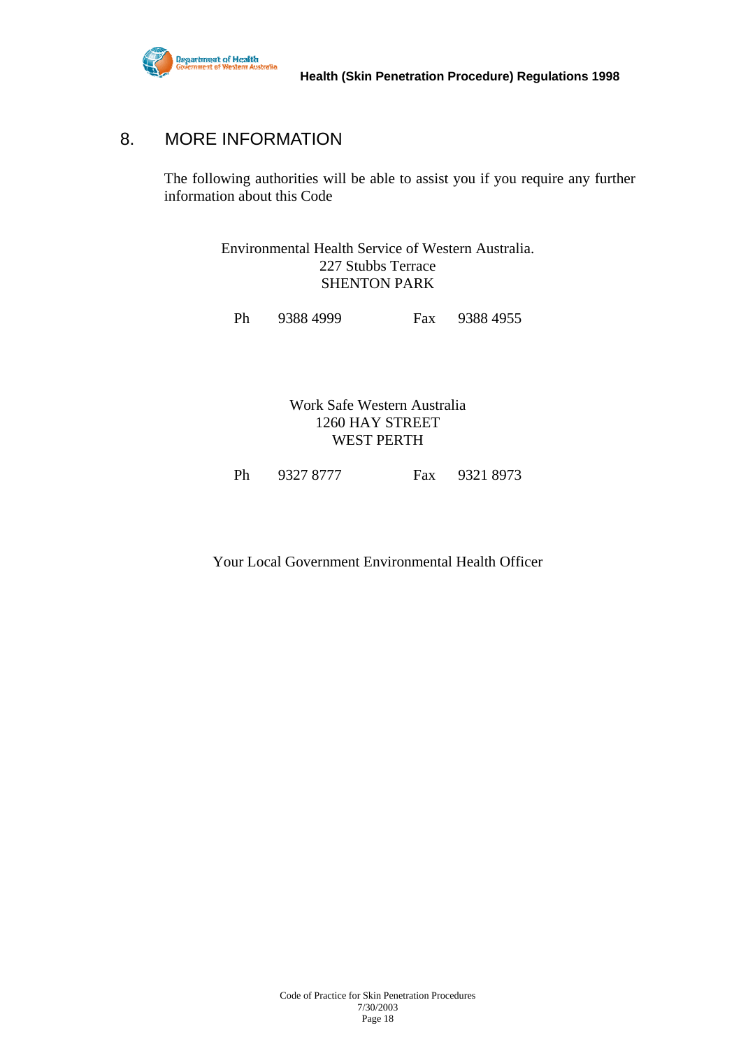## 8. MORE INFORMATION

The following authorities will be able to assist you if you require any further information about this Code

Environmental Health Service of Western Australia.
227 Stubbs Terrace
SHENTON PARK

Ph 9388 4999 Fax 9388 4955

Work Safe Western Australia
1260 HAY STREET
WEST PERTH

Ph 9327 8777 Fax 9321 8973

Your Local Government Environmental Health Officer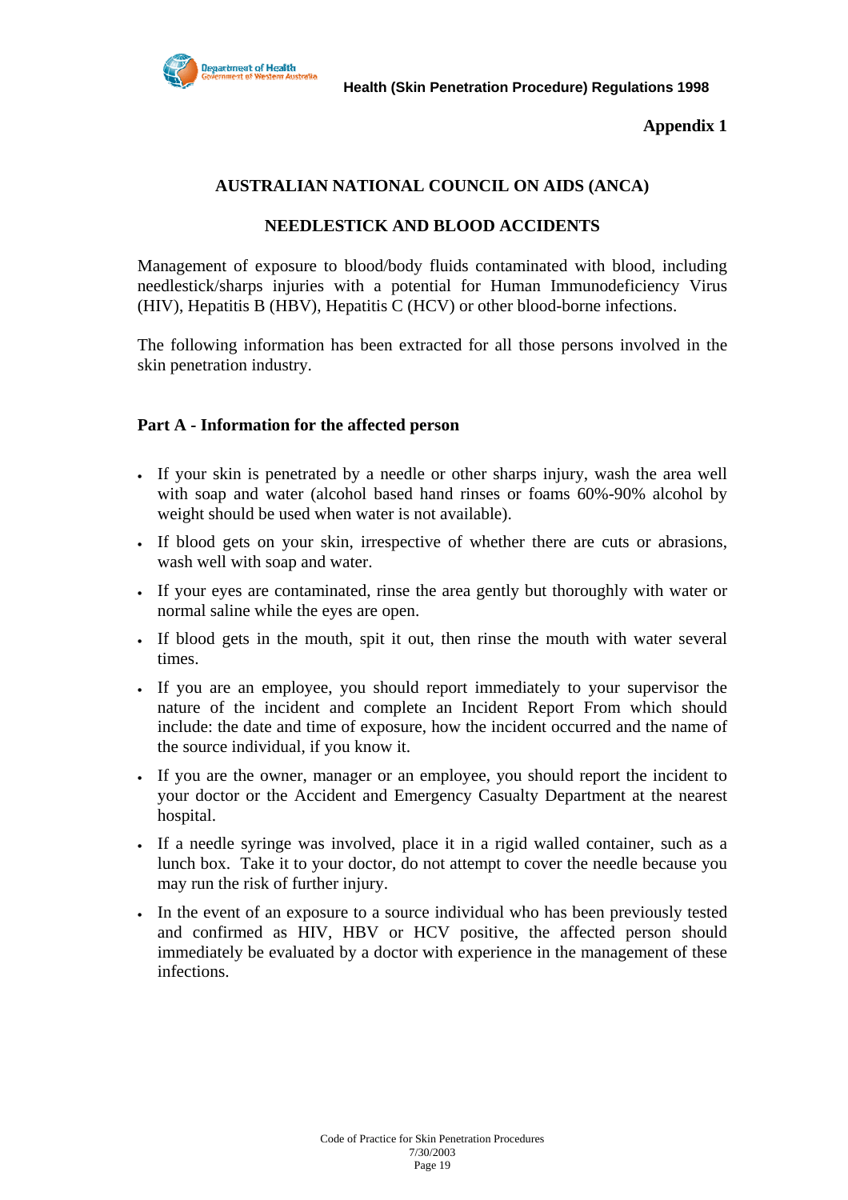**Appendix 1**

## AUSTRALIAN NATIONAL COUNCIL ON AIDS (ANCA)

## NEEDLESTICK AND BLOOD ACCIDENTS

Management of exposure to blood/body fluids contaminated with blood, including needlestick/sharps injuries with a potential for Human Immunodeficiency Virus (HIV), Hepatitis B (HBV), Hepatitis C (HCV) or other blood-borne infections.

The following information has been extracted for all those persons involved in the skin penetration industry.

### Part A - Information for the affected person

- If your skin is penetrated by a needle or other sharps injury, wash the area well with soap and water (alcohol based hand rinses or foams 60%-90% alcohol by weight should be used when water is not available).
- If blood gets on your skin, irrespective of whether there are cuts or abrasions, wash well with soap and water.
- If your eyes are contaminated, rinse the area gently but thoroughly with water or normal saline while the eyes are open.
- If blood gets in the mouth, spit it out, then rinse the mouth with water several times.
- If you are an employee, you should report immediately to your supervisor the nature of the incident and complete an Incident Report From which should include: the date and time of exposure, how the incident occurred and the name of the source individual, if you know it.
- If you are the owner, manager or an employee, you should report the incident to your doctor or the Accident and Emergency Casualty Department at the nearest hospital.
- If a needle syringe was involved, place it in a rigid walled container, such as a lunch box. Take it to your doctor, do not attempt to cover the needle because you may run the risk of further injury.
- In the event of an exposure to a source individual who has been previously tested and confirmed as HIV, HBV or HCV positive, the affected person should immediately be evaluated by a doctor with experience in the management of these infections.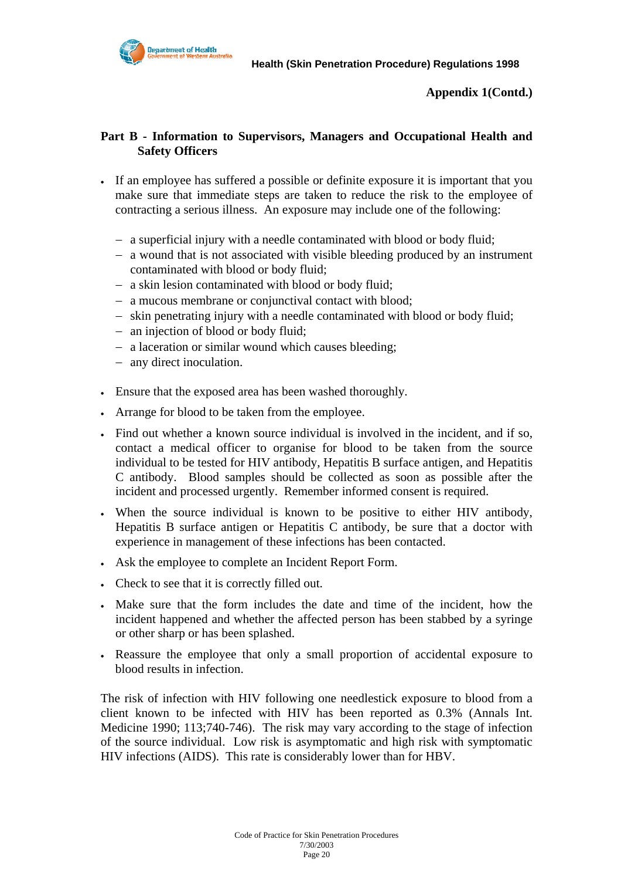**Appendix 1(Contd.)**

## Part B - Information to Supervisors, Managers and Occupational Health and Safety Officers

- If an employee has suffered a possible or definite exposure it is important that you make sure that immediate steps are taken to reduce the risk to the employee of contracting a serious illness. An exposure may include one of the following:
  - a superficial injury with a needle contaminated with blood or body fluid;
  - a wound that is not associated with visible bleeding produced by an instrument contaminated with blood or body fluid;
  - a skin lesion contaminated with blood or body fluid;
  - a mucous membrane or conjunctival contact with blood;
  - skin penetrating injury with a needle contaminated with blood or body fluid;
  - an injection of blood or body fluid;
  - a laceration or similar wound which causes bleeding;
  - any direct inoculation.
- Ensure that the exposed area has been washed thoroughly.
- Arrange for blood to be taken from the employee.
- Find out whether a known source individual is involved in the incident, and if so, contact a medical officer to organise for blood to be taken from the source individual to be tested for HIV antibody, Hepatitis B surface antigen, and Hepatitis C antibody. Blood samples should be collected as soon as possible after the incident and processed urgently. Remember informed consent is required.
- When the source individual is known to be positive to either HIV antibody, Hepatitis B surface antigen or Hepatitis C antibody, be sure that a doctor with experience in management of these infections has been contacted.
- Ask the employee to complete an Incident Report Form.
- Check to see that it is correctly filled out.
- Make sure that the form includes the date and time of the incident, how the incident happened and whether the affected person has been stabbed by a syringe or other sharp or has been splashed.
- Reassure the employee that only a small proportion of accidental exposure to blood results in infection.

The risk of infection with HIV following one needlestick exposure to blood from a client known to be infected with HIV has been reported as 0.3% (Annals Int. Medicine 1990; 113;740-746). The risk may vary according to the stage of infection of the source individual. Low risk is asymptomatic and high risk with symptomatic HIV infections (AIDS). This rate is considerably lower than for HBV.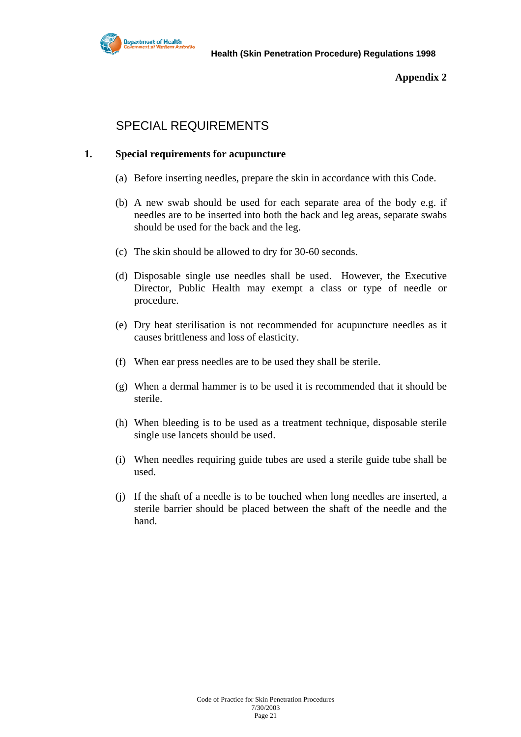**Appendix 2**

# SPECIAL REQUIREMENTS

## 1. Special requirements for acupuncture

(a) Before inserting needles, prepare the skin in accordance with this Code.

(b) A new swab should be used for each separate area of the body e.g. if needles are to be inserted into both the back and leg areas, separate swabs should be used for the back and the leg.

(c) The skin should be allowed to dry for 30-60 seconds.

(d) Disposable single use needles shall be used. However, the Executive Director, Public Health may exempt a class or type of needle or procedure.

(e) Dry heat sterilisation is not recommended for acupuncture needles as it causes brittleness and loss of elasticity.

(f) When ear press needles are to be used they shall be sterile.

(g) When a dermal hammer is to be used it is recommended that it should be sterile.

(h) When bleeding is to be used as a treatment technique, disposable sterile single use lancets should be used.

(i) When needles requiring guide tubes are used a sterile guide tube shall be used.

(j) If the shaft of a needle is to be touched when long needles are inserted, a sterile barrier should be placed between the shaft of the needle and the hand.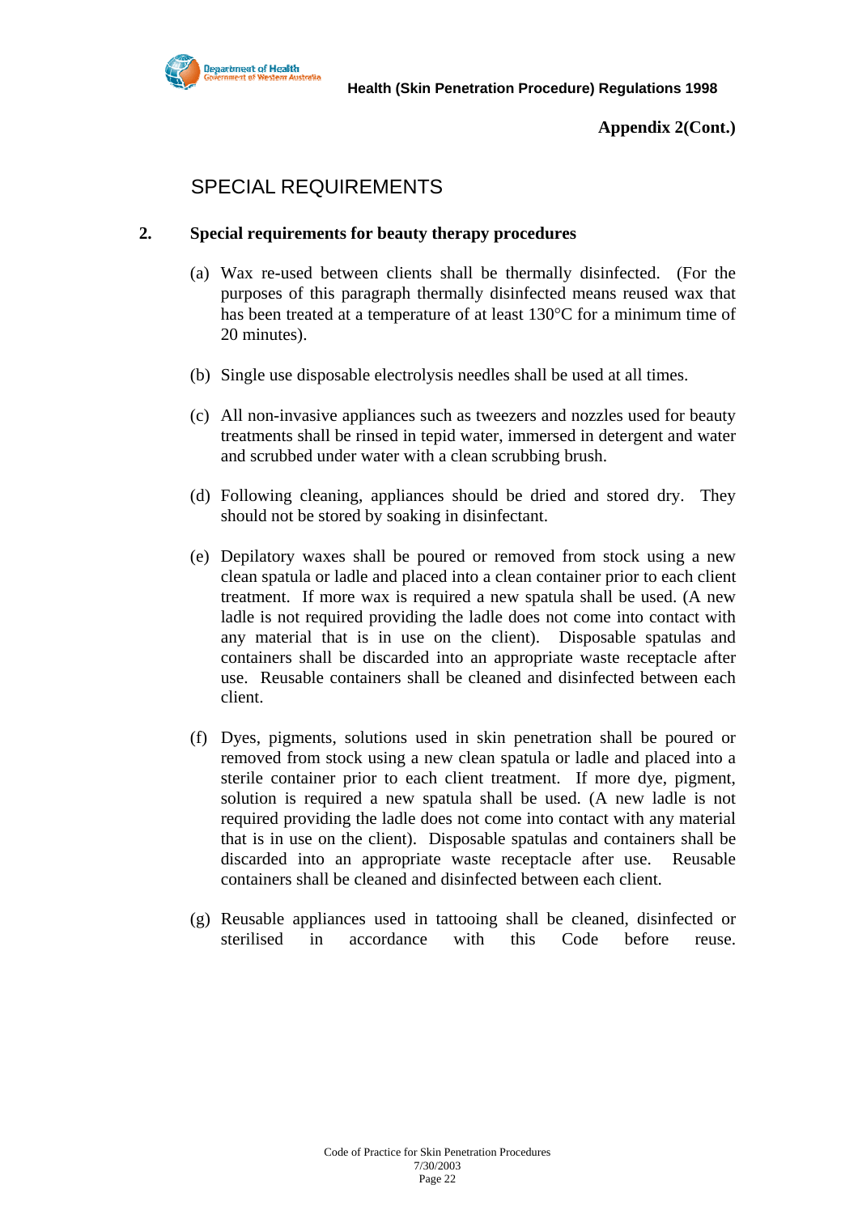**Appendix 2(Cont.)**

# SPECIAL REQUIREMENTS

## 2. Special requirements for beauty therapy procedures

(a) Wax re-used between clients shall be thermally disinfected. (For the purposes of this paragraph thermally disinfected means reused wax that has been treated at a temperature of at least 130°C for a minimum time of 20 minutes).

(b) Single use disposable electrolysis needles shall be used at all times.

(c) All non-invasive appliances such as tweezers and nozzles used for beauty treatments shall be rinsed in tepid water, immersed in detergent and water and scrubbed under water with a clean scrubbing brush.

(d) Following cleaning, appliances should be dried and stored dry. They should not be stored by soaking in disinfectant.

(e) Depilatory waxes shall be poured or removed from stock using a new clean spatula or ladle and placed into a clean container prior to each client treatment. If more wax is required a new spatula shall be used. (A new ladle is not required providing the ladle does not come into contact with any material that is in use on the client). Disposable spatulas and containers shall be discarded into an appropriate waste receptacle after use. Reusable containers shall be cleaned and disinfected between each client.

(f) Dyes, pigments, solutions used in skin penetration shall be poured or removed from stock using a new clean spatula or ladle and placed into a sterile container prior to each client treatment. If more dye, pigment, solution is required a new spatula shall be used. (A new ladle is not required providing the ladle does not come into contact with any material that is in use on the client). Disposable spatulas and containers shall be discarded into an appropriate waste receptacle after use. Reusable containers shall be cleaned and disinfected between each client.

(g) Reusable appliances used in tattooing shall be cleaned, disinfected or sterilised in accordance with this Code before reuse.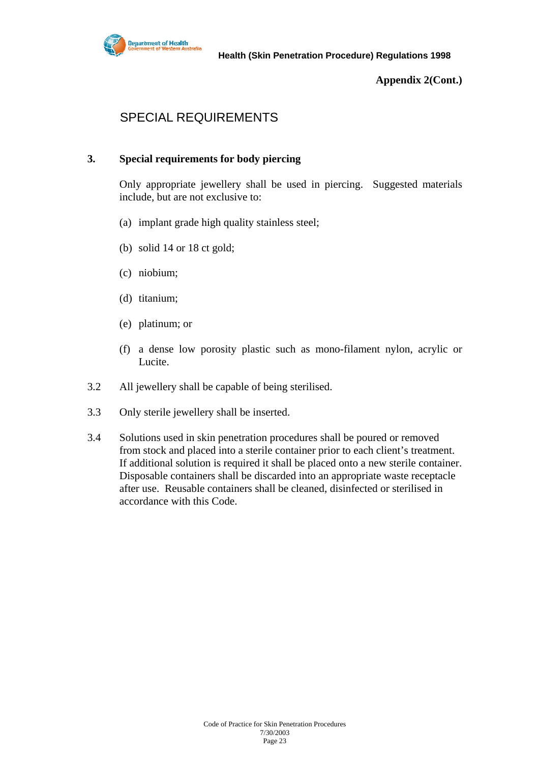**Appendix 2(Cont.)**

## SPECIAL REQUIREMENTS

### 3. Special requirements for body piercing

Only appropriate jewellery shall be used in piercing. Suggested materials include, but are not exclusive to:

(a) implant grade high quality stainless steel;

(b) solid 14 or 18 ct gold;

(c) niobium;

(d) titanium;

(e) platinum; or

(f) a dense low porosity plastic such as mono-filament nylon, acrylic or Lucite.

3.2 All jewellery shall be capable of being sterilised.

3.3 Only sterile jewellery shall be inserted.

3.4 Solutions used in skin penetration procedures shall be poured or removed from stock and placed into a sterile container prior to each client's treatment. If additional solution is required it shall be placed onto a new sterile container. Disposable containers shall be discarded into an appropriate waste receptacle after use. Reusable containers shall be cleaned, disinfected or sterilised in accordance with this Code.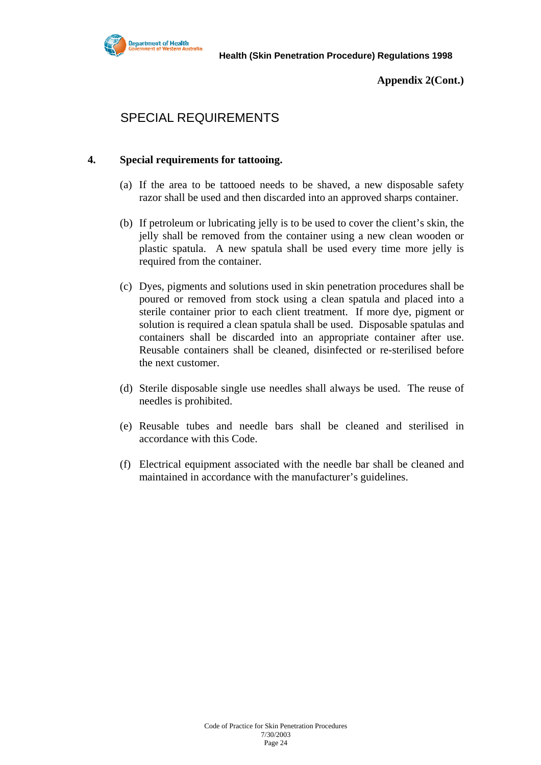**Appendix 2(Cont.)**

# SPECIAL REQUIREMENTS

**4. Special requirements for tattooing.**

(a) If the area to be tattooed needs to be shaved, a new disposable safety razor shall be used and then discarded into an approved sharps container.

(b) If petroleum or lubricating jelly is to be used to cover the client's skin, the jelly shall be removed from the container using a new clean wooden or plastic spatula. A new spatula shall be used every time more jelly is required from the container.

(c) Dyes, pigments and solutions used in skin penetration procedures shall be poured or removed from stock using a clean spatula and placed into a sterile container prior to each client treatment. If more dye, pigment or solution is required a clean spatula shall be used. Disposable spatulas and containers shall be discarded into an appropriate container after use. Reusable containers shall be cleaned, disinfected or re-sterilised before the next customer.

(d) Sterile disposable single use needles shall always be used. The reuse of needles is prohibited.

(e) Reusable tubes and needle bars shall be cleaned and sterilised in accordance with this Code.

(f) Electrical equipment associated with the needle bar shall be cleaned and maintained in accordance with the manufacturer's guidelines.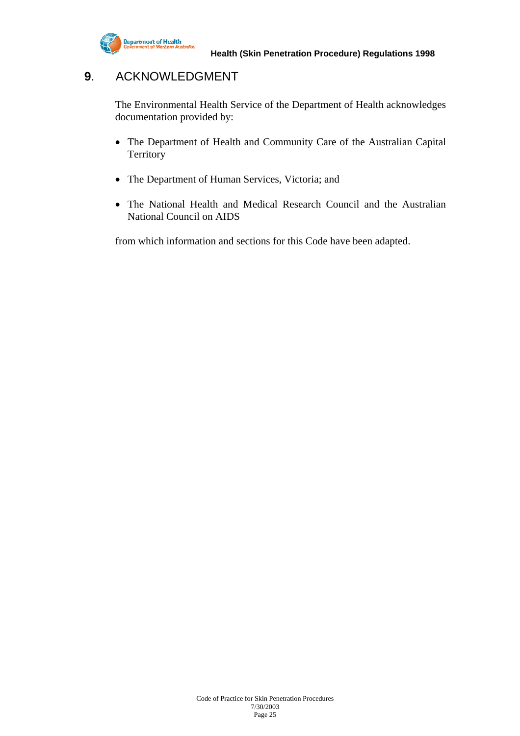## 9. ACKNOWLEDGMENT

The Environmental Health Service of the Department of Health acknowledges documentation provided by:

- The Department of Health and Community Care of the Australian Capital Territory
- The Department of Human Services, Victoria; and
- The National Health and Medical Research Council and the Australian National Council on AIDS

from which information and sections for this Code have been adapted.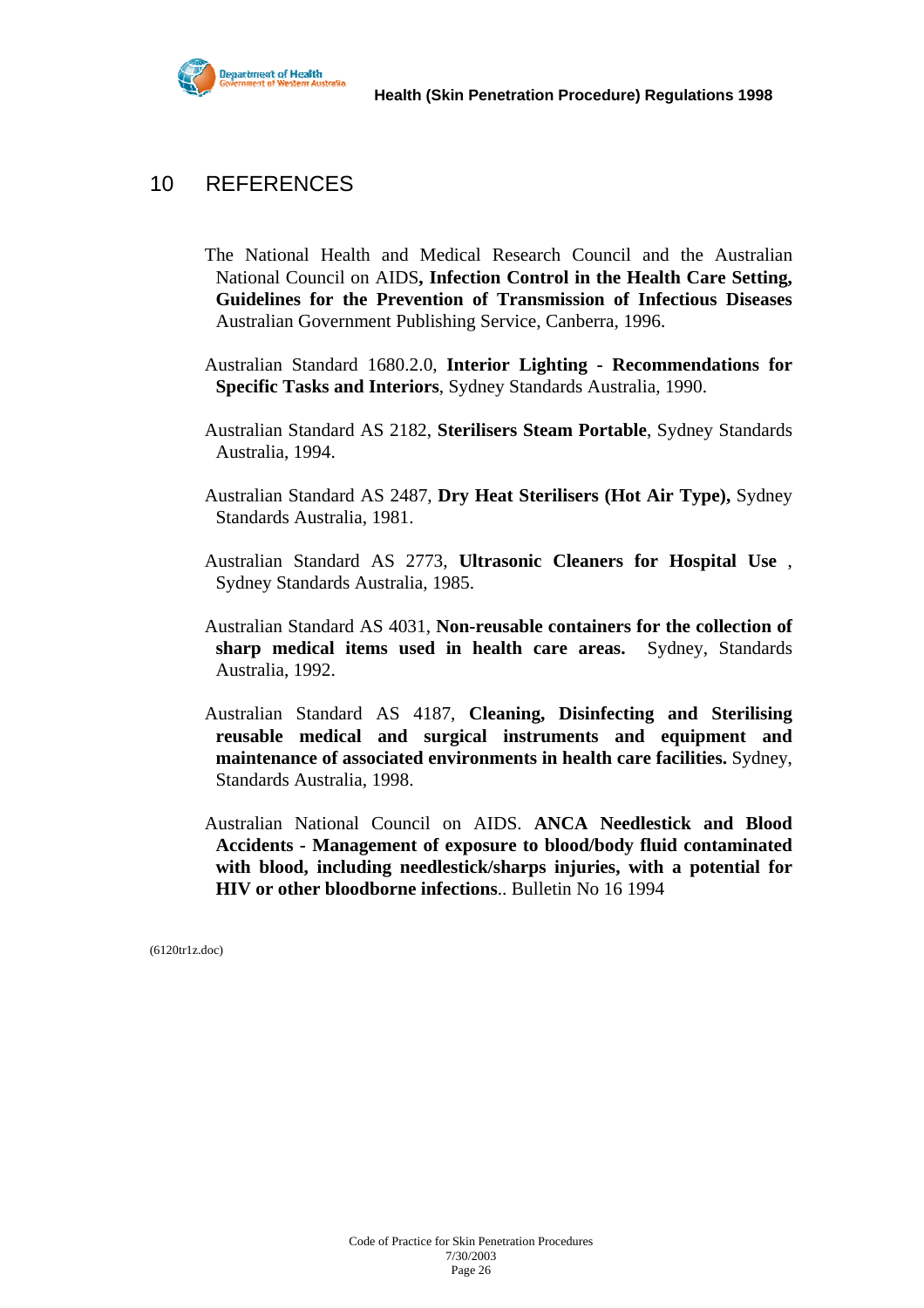# 10 REFERENCES

The National Health and Medical Research Council and the Australian National Council on AIDS**, Infection Control in the Health Care Setting, Guidelines for the Prevention of Transmission of Infectious Diseases** Australian Government Publishing Service, Canberra, 1996.

Australian Standard 1680.2.0, **Interior Lighting - Recommendations for Specific Tasks and Interiors**, Sydney Standards Australia, 1990.

Australian Standard AS 2182, **Sterilisers Steam Portable**, Sydney Standards Australia, 1994.

Australian Standard AS 2487, **Dry Heat Sterilisers (Hot Air Type),** Sydney Standards Australia, 1981.

Australian Standard AS 2773, **Ultrasonic Cleaners for Hospital Use** , Sydney Standards Australia, 1985.

Australian Standard AS 4031, **Non-reusable containers for the collection of sharp medical items used in health care areas.** Sydney, Standards Australia, 1992.

Australian Standard AS 4187, **Cleaning, Disinfecting and Sterilising reusable medical and surgical instruments and equipment and maintenance of associated environments in health care facilities.** Sydney, Standards Australia, 1998.

Australian National Council on AIDS. **ANCA Needlestick and Blood Accidents - Management of exposure to blood/body fluid contaminated with blood, including needlestick/sharps injuries, with a potential for HIV or other bloodborne infections**.. Bulletin No 16 1994

(6120tr1z.doc)